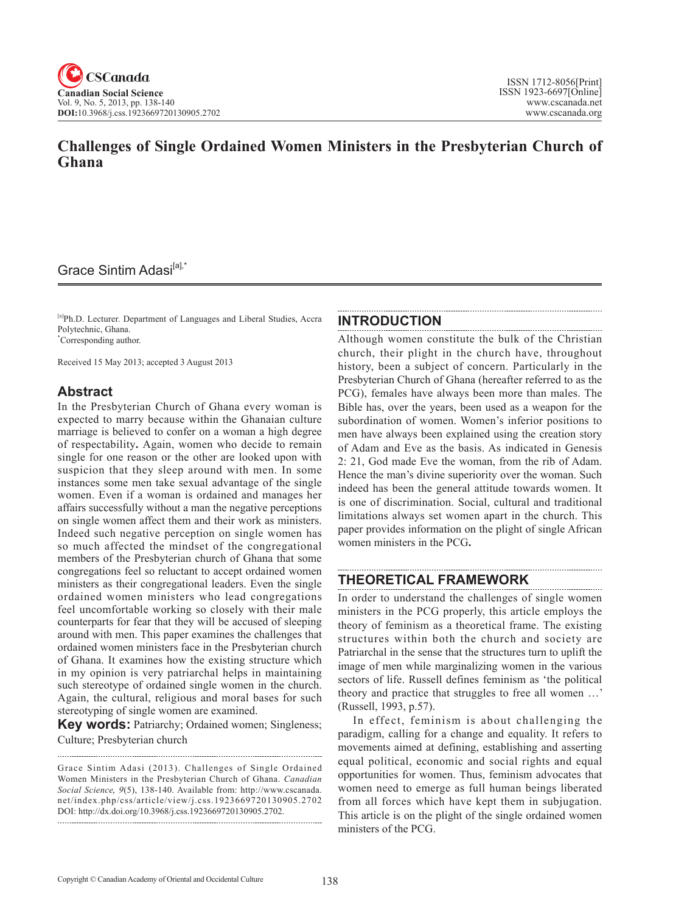# Challenges of Single Ordained Women Ministers in the Presbyterian Church of Ghana

Grace Sintim Adasi[a],*

[a]Ph.D. Lecturer. Department of Languages and Liberal Studies, Accra Polytechnic, Ghana.
*Corresponding author.

Received 15 May 2013; accepted 3 August 2013

## Abstract

In the Presbyterian Church of Ghana every woman is expected to marry because within the Ghanaian culture marriage is believed to confer on a woman a high degree of respectability**.** Again, women who decide to remain single for one reason or the other are looked upon with suspicion that they sleep around with men. In some instances some men take sexual advantage of the single women. Even if a woman is ordained and manages her affairs successfully without a man the negative perceptions on single women affect them and their work as ministers. Indeed such negative perception on single women has so much affected the mindset of the congregational members of the Presbyterian church of Ghana that some congregations feel so reluctant to accept ordained women ministers as their congregational leaders. Even the single ordained women ministers who lead congregations feel uncomfortable working so closely with their male counterparts for fear that they will be accused of sleeping around with men. This paper examines the challenges that ordained women ministers face in the Presbyterian church of Ghana. It examines how the existing structure which in my opinion is very patriarchal helps in maintaining such stereotype of ordained single women in the church. Again, the cultural, religious and moral bases for such stereotyping of single women are examined.

**Key words:** Patriarchy; Ordained women; Singleness; Culture; Presbyterian church

Grace Sintim Adasi (2013). Challenges of Single Ordained Women Ministers in the Presbyterian Church of Ghana. *Canadian Social Science, 9*(5), 138-140. Available from: http://www.cscanada.net/index.php/css/article/view/j.css.1923669720130905.2702 DOI: http://dx.doi.org/10.3968/j.css.1923669720130905.2702.

## INTRODUCTION

Although women constitute the bulk of the Christian church, their plight in the church have, throughout history, been a subject of concern. Particularly in the Presbyterian Church of Ghana (hereafter referred to as the PCG), females have always been more than males. The Bible has, over the years, been used as a weapon for the subordination of women. Women's inferior positions to men have always been explained using the creation story of Adam and Eve as the basis. As indicated in Genesis 2: 21, God made Eve the woman, from the rib of Adam. Hence the man's divine superiority over the woman. Such indeed has been the general attitude towards women. It is one of discrimination. Social, cultural and traditional limitations always set women apart in the church. This paper provides information on the plight of single African women ministers in the PCG**.**

## THEORETICAL FRAMEWORK

In order to understand the challenges of single women ministers in the PCG properly, this article employs the theory of feminism as a theoretical frame. The existing structures within both the church and society are Patriarchal in the sense that the structures turn to uplift the image of men while marginalizing women in the various sectors of life. Russell defines feminism as 'the political theory and practice that struggles to free all women …' (Russell, 1993, p.57).

In effect, feminism is about challenging the paradigm, calling for a change and equality. It refers to movements aimed at defining, establishing and asserting equal political, economic and social rights and equal opportunities for women. Thus, feminism advocates that women need to emerge as full human beings liberated from all forces which have kept them in subjugation. This article is on the plight of the single ordained women ministers of the PCG.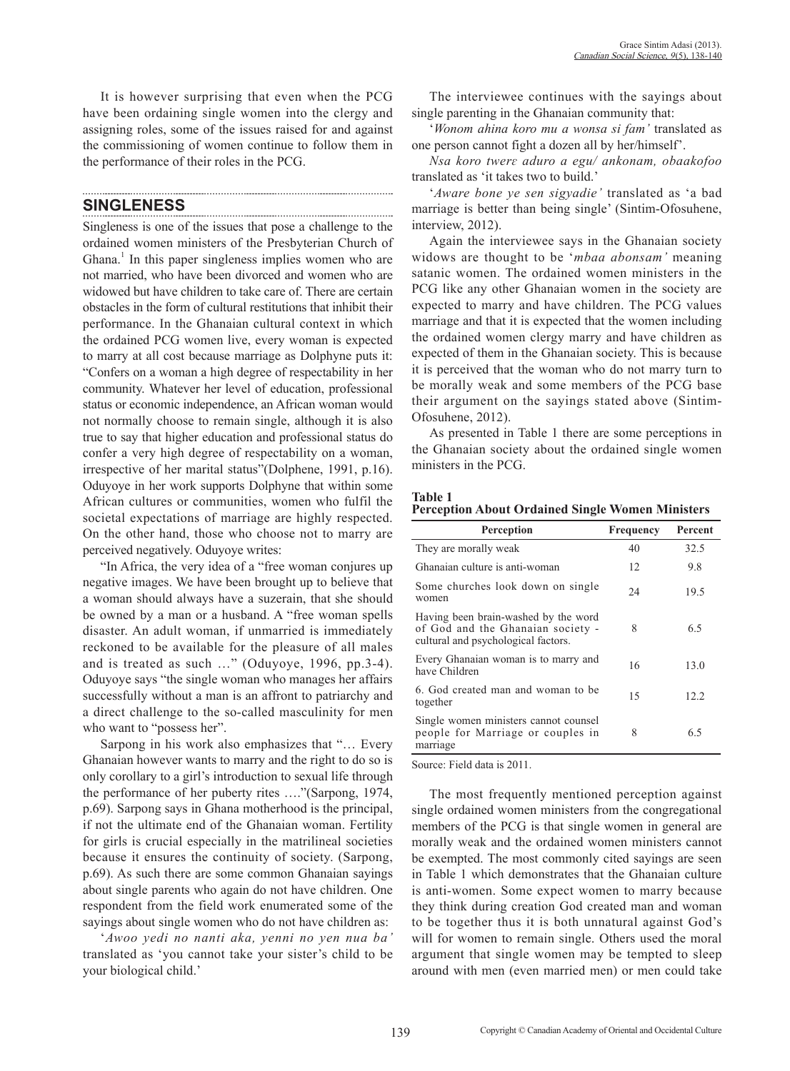It is however surprising that even when the PCG have been ordaining single women into the clergy and assigning roles, some of the issues raised for and against the commissioning of women continue to follow them in the performance of their roles in the PCG.

## SINGLENESS

Singleness is one of the issues that pose a challenge to the ordained women ministers of the Presbyterian Church of Ghana.[1] In this paper singleness implies women who are not married, who have been divorced and women who are widowed but have children to take care of. There are certain obstacles in the form of cultural restitutions that inhibit their performance. In the Ghanaian cultural context in which the ordained PCG women live, every woman is expected to marry at all cost because marriage as Dolphyne puts it: "Confers on a woman a high degree of respectability in her community. Whatever her level of education, professional status or economic independence, an African woman would not normally choose to remain single, although it is also true to say that higher education and professional status do confer a very high degree of respectability on a woman, irrespective of her marital status"(Dolphene, 1991, p.16). Oduyoye in her work supports Dolphyne that within some African cultures or communities, women who fulfil the societal expectations of marriage are highly respected. On the other hand, those who choose not to marry are perceived negatively. Oduyoye writes:

"In Africa, the very idea of a "free woman conjures up negative images. We have been brought up to believe that a woman should always have a suzerain, that she should be owned by a man or a husband. A "free woman spells disaster. An adult woman, if unmarried is immediately reckoned to be available for the pleasure of all males and is treated as such …" (Oduyoye, 1996, pp.3-4). Oduyoye says "the single woman who manages her affairs successfully without a man is an affront to patriarchy and a direct challenge to the so-called masculinity for men who want to "possess her".

Sarpong in his work also emphasizes that "… Every Ghanaian however wants to marry and the right to do so is only corollary to a girl's introduction to sexual life through the performance of her puberty rites …."(Sarpong, 1974, p.69). Sarpong says in Ghana motherhood is the principal, if not the ultimate end of the Ghanaian woman. Fertility for girls is crucial especially in the matrilineal societies because it ensures the continuity of society. (Sarpong, p.69). As such there are some common Ghanaian sayings about single parents who again do not have children. One respondent from the field work enumerated some of the sayings about single women who do not have children as:

'*Awoo yedi no nanti aka, yenni no yen nua ba'* translated as 'you cannot take your sister's child to be your biological child.'

The interviewee continues with the sayings about single parenting in the Ghanaian community that:

'*Wonom ahina koro mu a wonsa si fam'* translated as one person cannot fight a dozen all by her/himself'.

*Nsa koro twerɛ aduro a egu/ ankonam, obaakofoo* translated as 'it takes two to build.'

'*Aware bone ye sen sigyadie'* translated as 'a bad marriage is better than being single' (Sintim-Ofosuhene, interview, 2012).

Again the interviewee says in the Ghanaian society widows are thought to be '*mbaa abonsam'* meaning satanic women. The ordained women ministers in the PCG like any other Ghanaian women in the society are expected to marry and have children. The PCG values marriage and that it is expected that the women including the ordained women clergy marry and have children as expected of them in the Ghanaian society. This is because it is perceived that the woman who do not marry turn to be morally weak and some members of the PCG base their argument on the sayings stated above (Sintim-Ofosuhene, 2012).

As presented in Table 1 there are some perceptions in the Ghanaian society about the ordained single women ministers in the PCG.

**Table 1**
**Perception About Ordained Single Women Ministers**

| Perception | Frequency | Percent |
|---|---|---|
| They are morally weak | 40 | 32.5 |
| Ghanaian culture is anti-woman | 12 | 9.8 |
| Some churches look down on single women | 24 | 19.5 |
| Having been brain-washed by the word of God and the Ghanaian society - cultural and psychological factors. | 8 | 6.5 |
| Every Ghanaian woman is to marry and have Children | 16 | 13.0 |
| 6. God created man and woman to be together | 15 | 12.2 |
| Single women ministers cannot counsel people for Marriage or couples in marriage | 8 | 6.5 |

Source: Field data is 2011.

The most frequently mentioned perception against single ordained women ministers from the congregational members of the PCG is that single women in general are morally weak and the ordained women ministers cannot be exempted. The most commonly cited sayings are seen in Table 1 which demonstrates that the Ghanaian culture is anti-women. Some expect women to marry because they think during creation God created man and woman to be together thus it is both unnatural against God's will for women to remain single. Others used the moral argument that single women may be tempted to sleep around with men (even married men) or men could take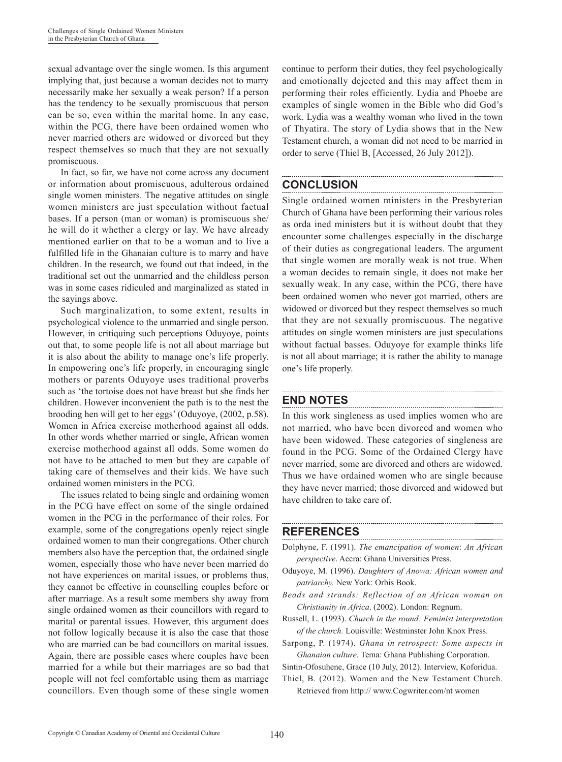sexual advantage over the single women. Is this argument implying that, just because a woman decides not to marry necessarily make her sexually a weak person? If a person has the tendency to be sexually promiscuous that person can be so, even within the marital home. In any case, within the PCG, there have been ordained women who never married others are widowed or divorced but they respect themselves so much that they are not sexually promiscuous.

In fact, so far, we have not come across any document or information about promiscuous, adulterous ordained single women ministers. The negative attitudes on single women ministers are just speculation without factual bases. If a person (man or woman) is promiscuous she/he will do it whether a clergy or lay. We have already mentioned earlier on that to be a woman and to live a fulfilled life in the Ghanaian culture is to marry and have children. In the research, we found out that indeed, in the traditional set out the unmarried and the childless person was in some cases ridiculed and marginalized as stated in the sayings above.

Such marginalization, to some extent, results in psychological violence to the unmarried and single person. However, in critiquing such perceptions Oduyoye, points out that, to some people life is not all about marriage but it is also about the ability to manage one's life properly. In empowering one's life properly, in encouraging single mothers or parents Oduyoye uses traditional proverbs such as 'the tortoise does not have breast but she finds her children. However inconvenient the path is to the nest the brooding hen will get to her eggs' (Oduyoye, (2002, p.58). Women in Africa exercise motherhood against all odds. In other words whether married or single, African women exercise motherhood against all odds. Some women do not have to be attached to men but they are capable of taking care of themselves and their kids. We have such ordained women ministers in the PCG.

The issues related to being single and ordaining women in the PCG have effect on some of the single ordained women in the PCG in the performance of their roles. For example, some of the congregations openly reject single ordained women to man their congregations. Other church members also have the perception that, the ordained single women, especially those who have never been married do not have experiences on marital issues, or problems thus, they cannot be effective in counselling couples before or after marriage. As a result some members shy away from single ordained women as their councillors with regard to marital or parental issues. However, this argument does not follow logically because it is also the case that those who are married can be bad councillors on marital issues. Again, there are possible cases where couples have been married for a while but their marriages are so bad that people will not feel comfortable using them as marriage councillors. Even though some of these single women continue to perform their duties, they feel psychologically and emotionally dejected and this may affect them in performing their roles efficiently. Lydia and Phoebe are examples of single women in the Bible who did God's work. Lydia was a wealthy woman who lived in the town of Thyatira. The story of Lydia shows that in the New Testament church, a woman did not need to be married in order to serve (Thiel B, [Accessed, 26 July 2012]).

## CONCLUSION

Single ordained women ministers in the Presbyterian Church of Ghana have been performing their various roles as orda ined ministers but it is without doubt that they encounter some challenges especially in the discharge of their duties as congregational leaders. The argument that single women are morally weak is not true. When a woman decides to remain single, it does not make her sexually weak. In any case, within the PCG, there have been ordained women who never got married, others are widowed or divorced but they respect themselves so much that they are not sexually promiscuous. The negative attitudes on single women ministers are just speculations without factual basses. Oduyoye for example thinks life is not all about marriage; it is rather the ability to manage one's life properly.

## END NOTES

In this work singleness as used implies women who are not married, who have been divorced and women who have been widowed. These categories of singleness are found in the PCG. Some of the Ordained Clergy have never married, some are divorced and others are widowed. Thus we have ordained women who are single because they have never married; those divorced and widowed but have children to take care of.

## REFERENCES

Dolphyne, F. (1991). *The emancipation of women*: *An African perspective*. Accra: Ghana Universities Press.

Oduyoye, M. (1996). *Daughters of Anowa: African women and patriarchy.* New York: Orbis Book.

*Beads and strands: Reflection of an African woman on Christianity in Africa*. (2002). London: Regnum.

Russell, L. (1993). *Church in the round: Feminist interpretation of the church.* Louisville: Westminster John Knox Press.

Sarpong, P. (1974). *Ghana in retrospect: Some aspects in Ghanaian culture*. Tema: Ghana Publishing Corporation.

Sintin-Ofosuhene, Grace (10 July, 2012). Interview, Koforidua.

Thiel, B. (2012). Women and the New Testament Church. Retrieved from http:// www.Cogwriter.com/nt women